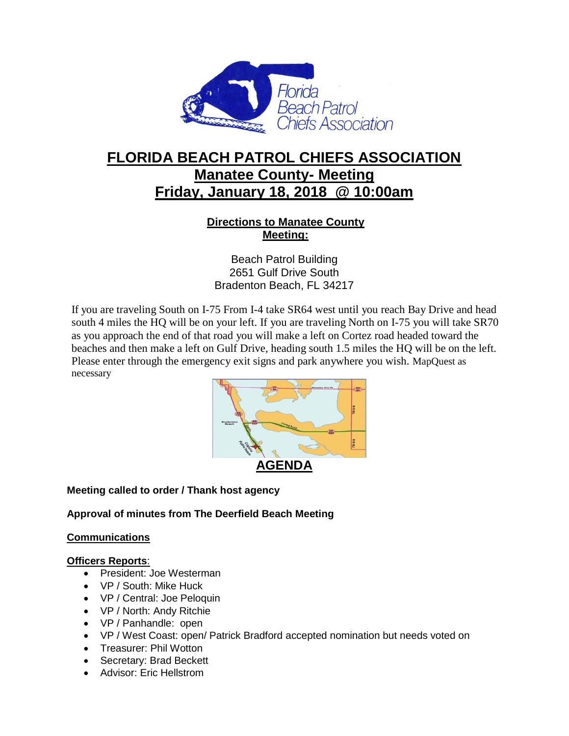# FLORIDA BEACH PATROL CHIEFS ASSOCIATION

## Manatee County- Meeting

## Friday, January 18, 2018 @ 10:00am

### Directions to Manatee County Meeting:

Beach Patrol Building
2651 Gulf Drive South
Bradenton Beach, FL 34217

If you are traveling South on I-75 From I-4 take SR64 west until you reach Bay Drive and head south 4 miles the HQ will be on your left. If you are traveling North on I-75 you will take SR70 as you approach the end of that road you will make a left on Cortez road headed toward the beaches and then make a left on Gulf Drive, heading south 1.5 miles the HQ will be on the left. Please enter through the emergency exit signs and park anywhere you wish. MapQuest as necessary

## AGENDA

**Meeting called to order / Thank host agency**

**Approval of minutes from The Deerfield Beach Meeting**

**Communications**

**Officers Reports**:

- President: Joe Westerman
- VP / South: Mike Huck
- VP / Central: Joe Peloquin
- VP / North: Andy Ritchie
- VP / Panhandle: open
- VP / West Coast: open/ Patrick Bradford accepted nomination but needs voted on
- Treasurer: Phil Wotton
- Secretary: Brad Beckett
- Advisor: Eric Hellstrom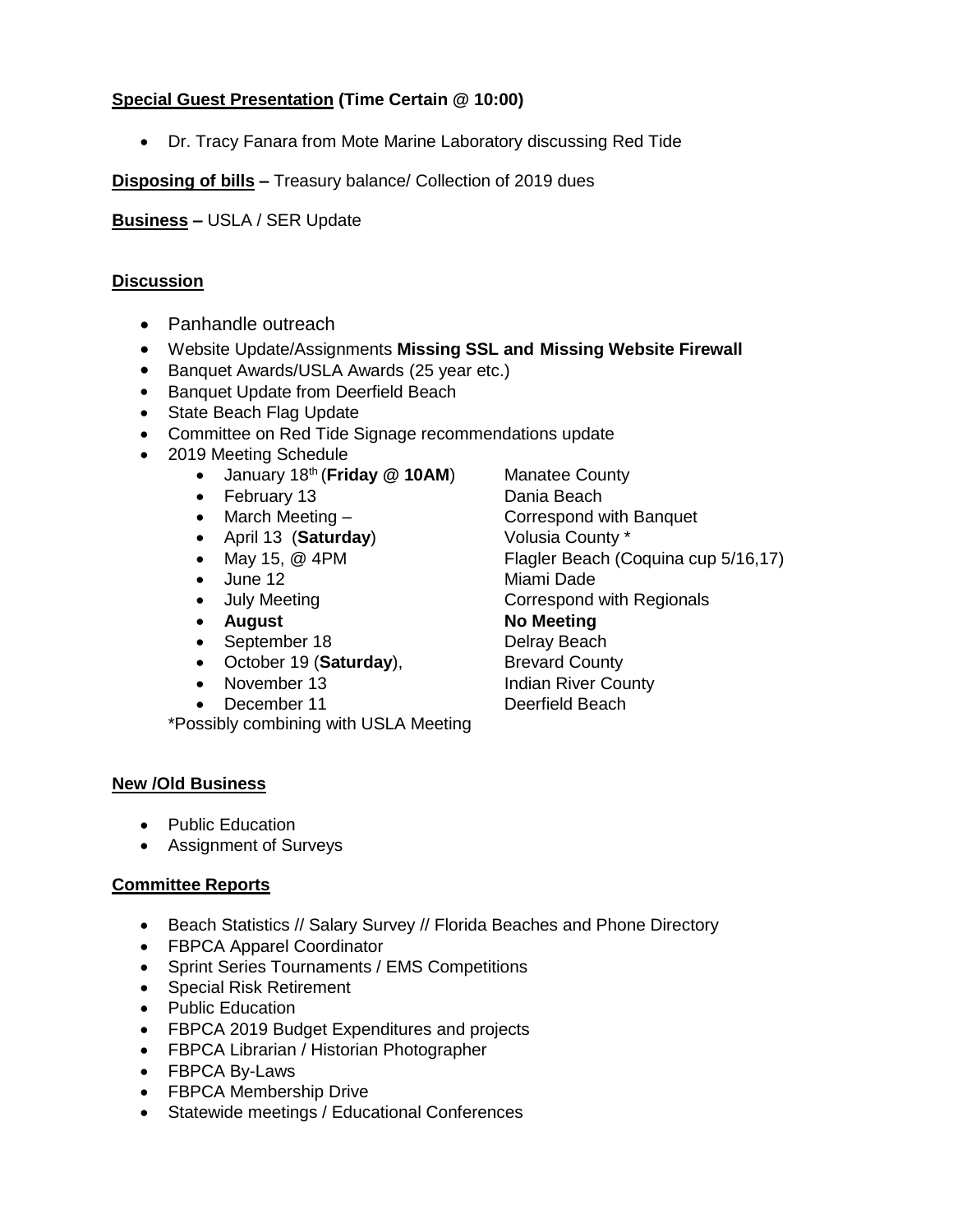**Special Guest Presentation** **(Time Certain @ 10:00)**

- Dr. Tracy Fanara from Mote Marine Laboratory discussing Red Tide

**Disposing of bills –** Treasury balance/ Collection of 2019 dues

**Business –** USLA / SER Update

**Discussion**

- Panhandle outreach
- Website Update/Assignments **Missing SSL and Missing Website Firewall**
- Banquet Awards/USLA Awards (25 year etc.)
- Banquet Update from Deerfield Beach
- State Beach Flag Update
- Committee on Red Tide Signage recommendations update
- 2019 Meeting Schedule
  - January 18th (**Friday @ 10AM**) — Manatee County
  - February 13 — Dania Beach
  - March Meeting – — Correspond with Banquet
  - April 13 (**Saturday**) — Volusia County *
  - May 15, @ 4PM — Flagler Beach (Coquina cup 5/16,17)
  - June 12 — Miami Dade
  - July Meeting — Correspond with Regionals
  - **August** — **No Meeting**
  - September 18 — Delray Beach
  - October 19 (**Saturday**), — Brevard County
  - November 13 — Indian River County
  - December 11 — Deerfield Beach

  *Possibly combining with USLA Meeting

**New /Old Business**

- Public Education
- Assignment of Surveys

**Committee Reports**

- Beach Statistics // Salary Survey // Florida Beaches and Phone Directory
- FBPCA Apparel Coordinator
- Sprint Series Tournaments / EMS Competitions
- Special Risk Retirement
- Public Education
- FBPCA 2019 Budget Expenditures and projects
- FBPCA Librarian / Historian Photographer
- FBPCA By-Laws
- FBPCA Membership Drive
- Statewide meetings / Educational Conferences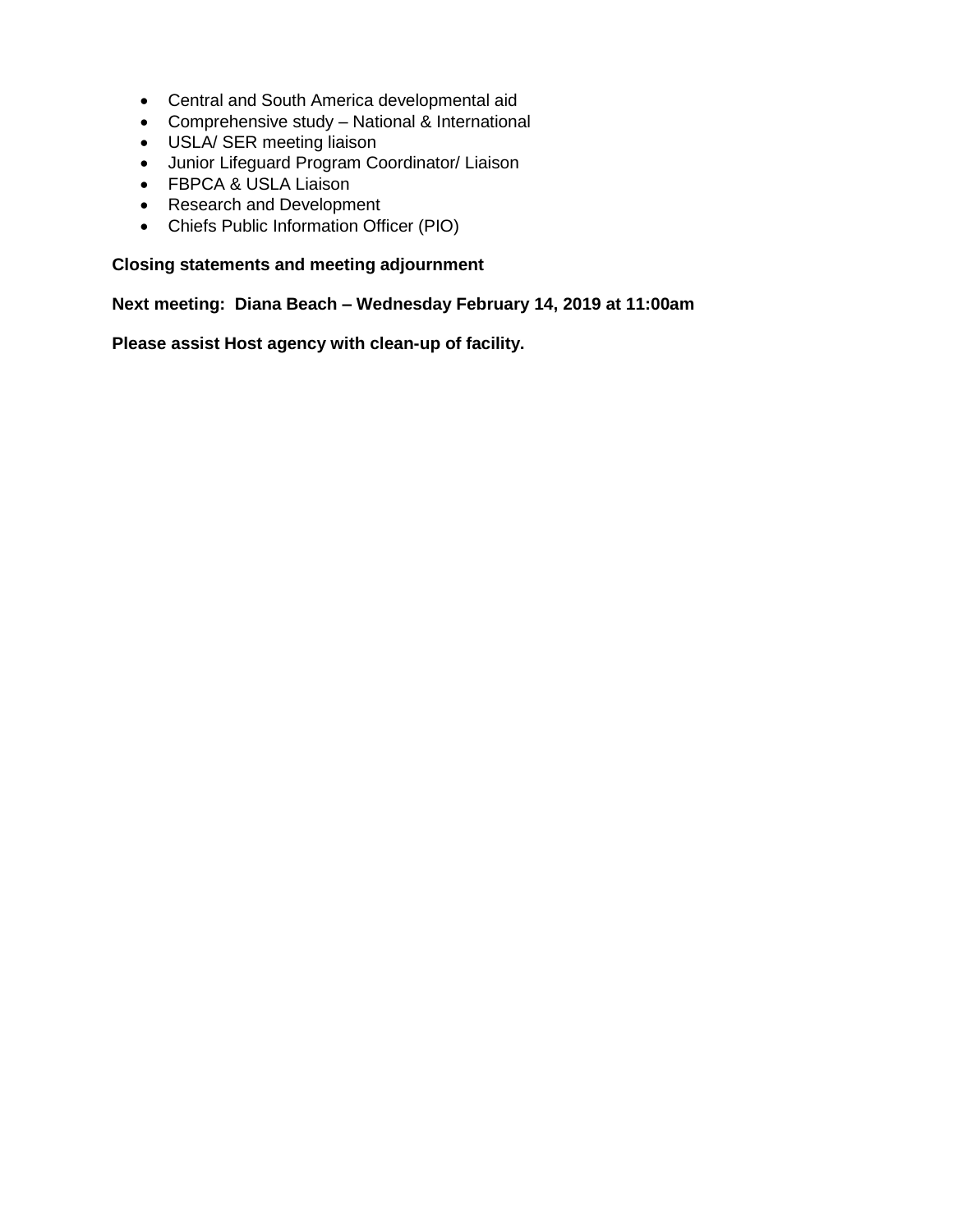- Central and South America developmental aid
- Comprehensive study – National & International
- USLA/ SER meeting liaison
- Junior Lifeguard Program Coordinator/ Liaison
- FBPCA & USLA Liaison
- Research and Development
- Chiefs Public Information Officer (PIO)

**Closing statements and meeting adjournment**

**Next meeting: Diana Beach – Wednesday February 14, 2019 at 11:00am**

**Please assist Host agency with clean-up of facility.**